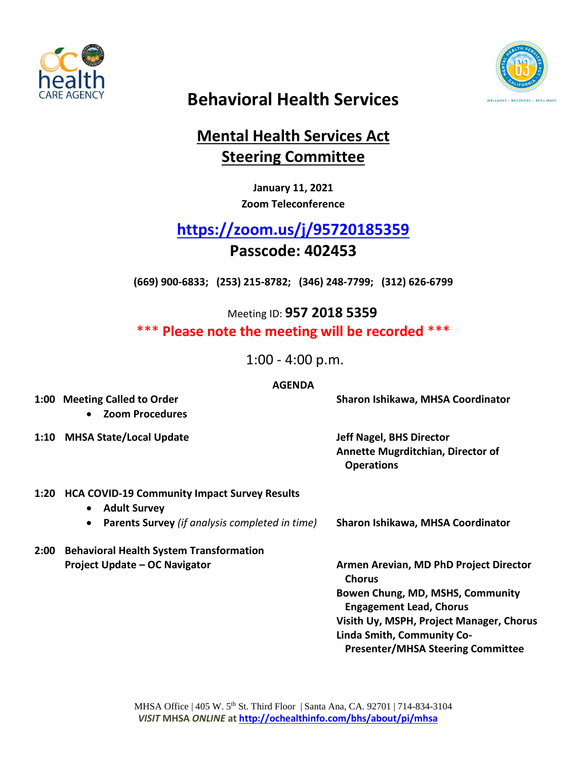# Behavioral Health Services

## Mental Health Services Act Steering Committee

**January 11, 2021**
**Zoom Teleconference**

## [https://zoom.us/j/95720185359](https://zoom.us/j/95720185359)

## Passcode: 402453

**(669) 900-6833; (253) 215-8782; (346) 248-7799; (312) 626-6799**

Meeting ID: **957 2018 5359**

**\*\*\* Please note the meeting will be recorded \*\*\***

1:00 - 4:00 p.m.

**AGENDA**

| Time | Item | Presenter |
| --- | --- | --- |
| **1:00** | **Meeting Called to Order**<br>• **Zoom Procedures** | **Sharon Ishikawa, MHSA Coordinator** |
| **1:10** | **MHSA State/Local Update** | **Jeff Nagel, BHS Director**<br>**Annette Mugrditchian, Director of Operations** |
| **1:20** | **HCA COVID-19 Community Impact Survey Results**<br>• **Adult Survey**<br>• **Parents Survey** *(if analysis completed in time)* | **Sharon Ishikawa, MHSA Coordinator** |
| **2:00** | **Behavioral Health System Transformation Project Update – OC Navigator** | **Armen Arevian, MD PhD Project Director Chorus**<br>**Bowen Chung, MD, MSHS, Community Engagement Lead, Chorus**<br>**Visith Uy, MSPH, Project Manager, Chorus**<br>**Linda Smith, Community Co-Presenter/MHSA Steering Committee** |

MHSA Office | 405 W. 5th St. Third Floor | Santa Ana, CA. 92701 | 714-834-3104
*VISIT* **MHSA** ***ONLINE*** **at [http://ochealthinfo.com/bhs/about/pi/mhsa](http://ochealthinfo.com/bhs/about/pi/mhsa)**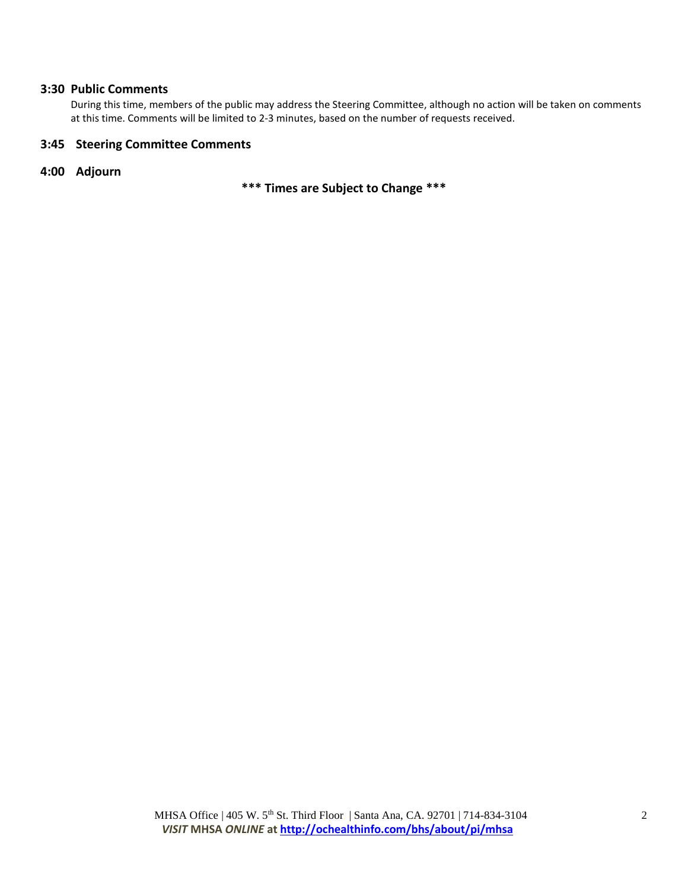**3:30 Public Comments**

During this time, members of the public may address the Steering Committee, although no action will be taken on comments at this time. Comments will be limited to 2-3 minutes, based on the number of requests received.

**3:45 Steering Committee Comments**

**4:00 Adjourn**

**\*\*\* Times are Subject to Change \*\*\***

MHSA Office | 405 W. 5th St. Third Floor | Santa Ana, CA. 92701 | 714-834-3104
***VISIT* MHSA *ONLINE* at http://ochealthinfo.com/bhs/about/pi/mhsa**